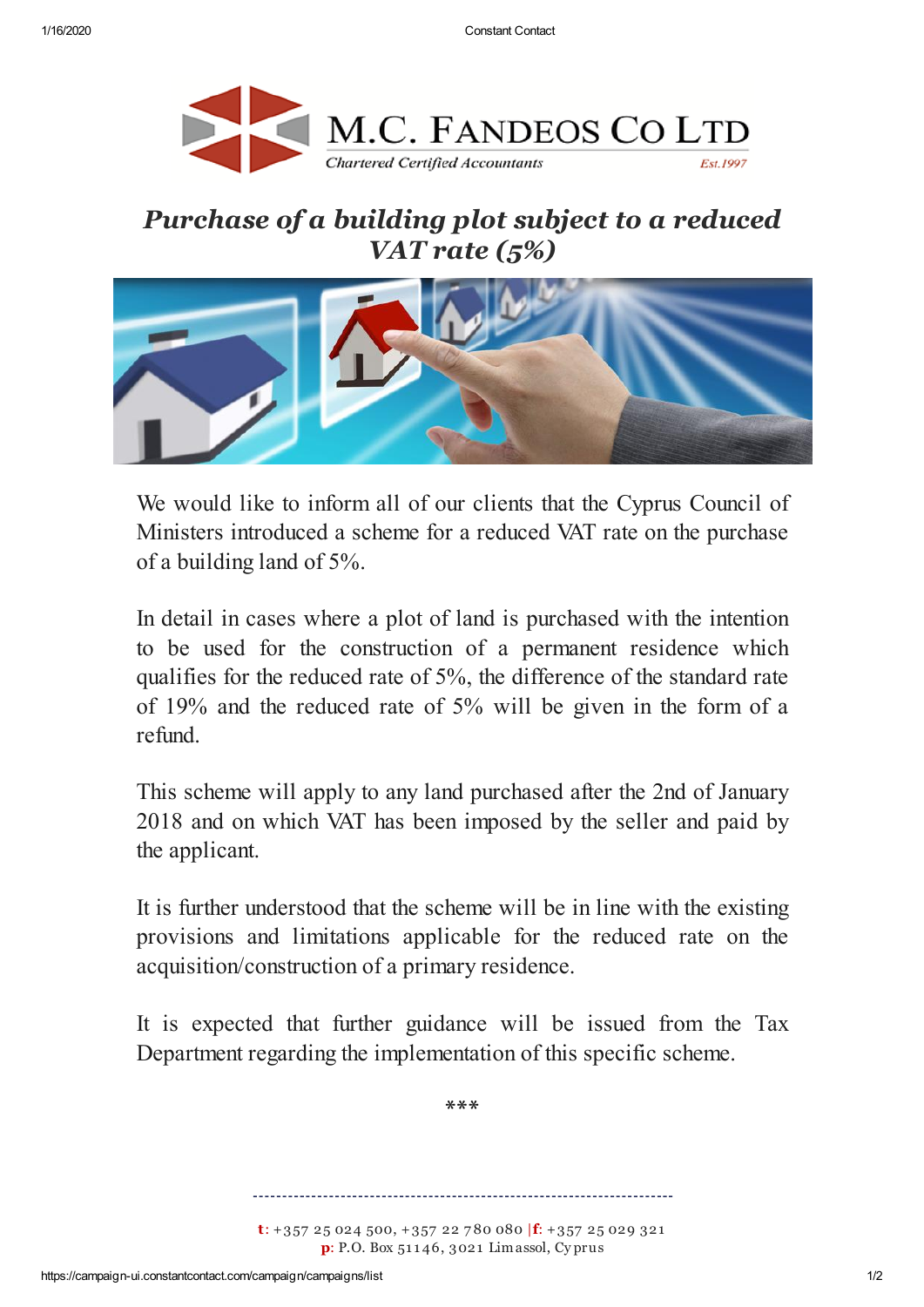# M.C. FANDEOS CO LTD

*Chartered Certified Accountants* *Est.1997*

## *Purchase of a building plot subject to a reduced VAT rate (5%)*

We would like to inform all of our clients that the Cyprus Council of Ministers introduced a scheme for a reduced VAT rate on the purchase of a building land of 5%.

In detail in cases where a plot of land is purchased with the intention to be used for the construction of a permanent residence which qualifies for the reduced rate of 5%, the difference of the standard rate of 19% and the reduced rate of 5% will be given in the form of a refund.

This scheme will apply to any land purchased after the 2nd of January 2018 and on which VAT has been imposed by the seller and paid by the applicant.

It is further understood that the scheme will be in line with the existing provisions and limitations applicable for the reduced rate on the acquisition/construction of a primary residence.

It is expected that further guidance will be issued from the Tax Department regarding the implementation of this specific scheme.

***

---

**t**: +357 25 024 500, +357 22 780 080 | **f**: +357 25 029 321
**p**: P.O. Box 51146, 3021 Limassol, Cyprus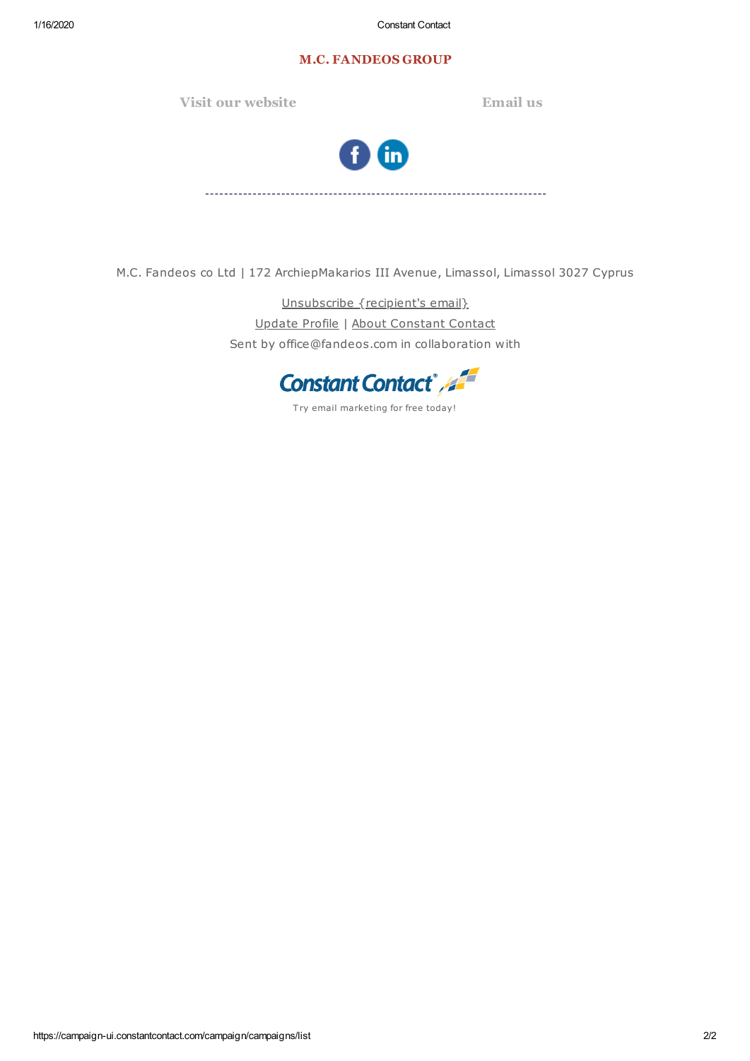**M.C. FANDEOS GROUP**

Visit our website　　　　Email us

---

M.C. Fandeos co Ltd | 172 ArchiepMakarios III Avenue, Limassol, Limassol 3027 Cyprus

Unsubscribe {recipient's email}

Update Profile | About Constant Contact

Sent by office@fandeos.com in collaboration with

Constant Contact

Try email marketing for free today!